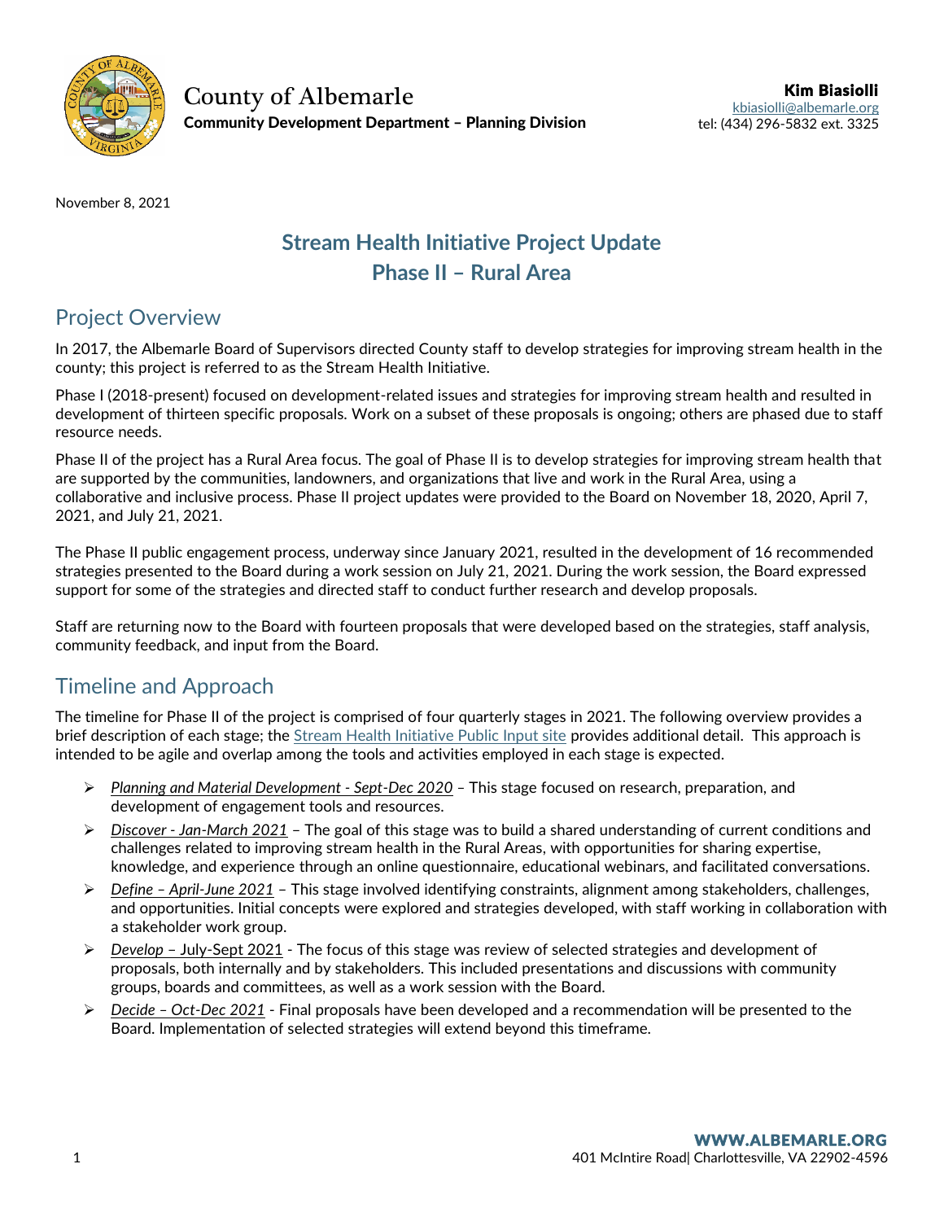County of Albemarle
**Community Development Department – Planning Division**

**Kim Biasiolli**
kbiasiolli@albemarle.org
tel: (434) 296-5832 ext. 3325

November 8, 2021

# Stream Health Initiative Project Update
# Phase II – Rural Area

## Project Overview

In 2017, the Albemarle Board of Supervisors directed County staff to develop strategies for improving stream health in the county; this project is referred to as the Stream Health Initiative.

Phase I (2018-present) focused on development-related issues and strategies for improving stream health and resulted in development of thirteen specific proposals. Work on a subset of these proposals is ongoing; others are phased due to staff resource needs.

Phase II of the project has a Rural Area focus. The goal of Phase II is to develop strategies for improving stream health that are supported by the communities, landowners, and organizations that live and work in the Rural Area, using a collaborative and inclusive process. Phase II project updates were provided to the Board on November 18, 2020, April 7, 2021, and July 21, 2021.

The Phase II public engagement process, underway since January 2021, resulted in the development of 16 recommended strategies presented to the Board during a work session on July 21, 2021. During the work session, the Board expressed support for some of the strategies and directed staff to conduct further research and develop proposals.

Staff are returning now to the Board with fourteen proposals that were developed based on the strategies, staff analysis, community feedback, and input from the Board.

## Timeline and Approach

The timeline for Phase II of the project is comprised of four quarterly stages in 2021. The following overview provides a brief description of each stage; the Stream Health Initiative Public Input site provides additional detail. This approach is intended to be agile and overlap among the tools and activities employed in each stage is expected.

- *Planning and Material Development - Sept-Dec 2020* – This stage focused on research, preparation, and development of engagement tools and resources.
- *Discover - Jan-March 2021* – The goal of this stage was to build a shared understanding of current conditions and challenges related to improving stream health in the Rural Areas, with opportunities for sharing expertise, knowledge, and experience through an online questionnaire, educational webinars, and facilitated conversations.
- *Define – April-June 2021* – This stage involved identifying constraints, alignment among stakeholders, challenges, and opportunities. Initial concepts were explored and strategies developed, with staff working in collaboration with a stakeholder work group.
- *Develop* – July-Sept 2021 - The focus of this stage was review of selected strategies and development of proposals, both internally and by stakeholders. This included presentations and discussions with community groups, boards and committees, as well as a work session with the Board.
- *Decide – Oct-Dec 2021* - Final proposals have been developed and a recommendation will be presented to the Board. Implementation of selected strategies will extend beyond this timeframe.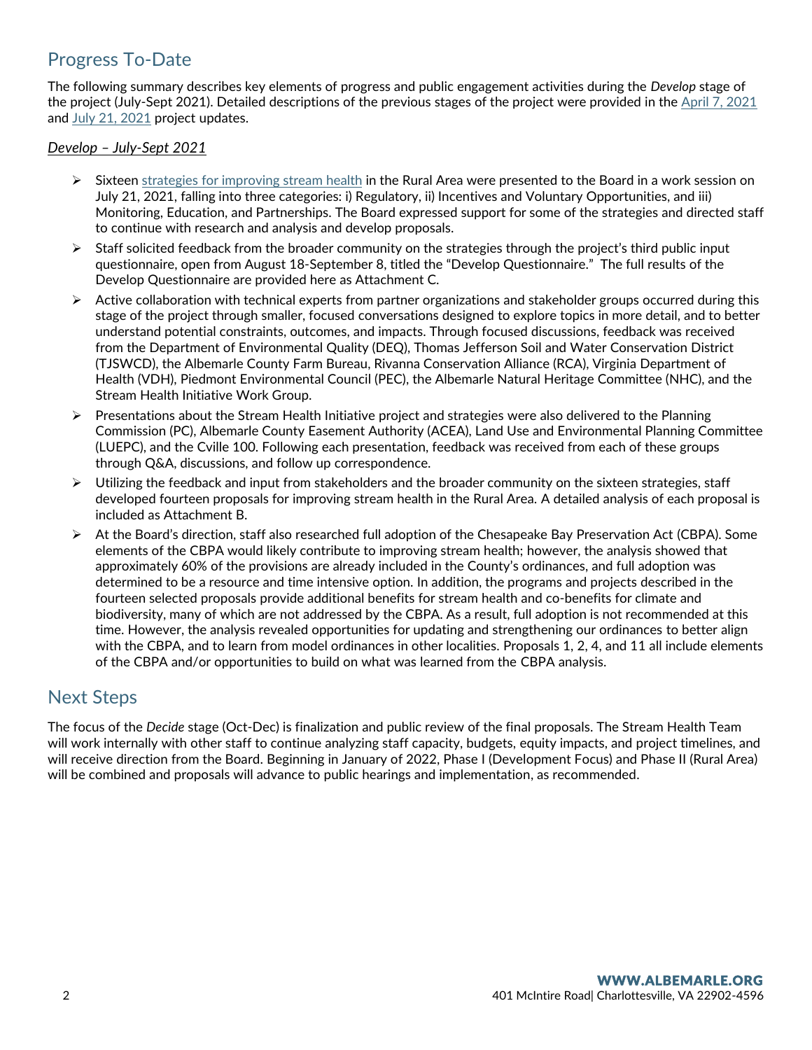## Progress To-Date

The following summary describes key elements of progress and public engagement activities during the *Develop* stage of the project (July-Sept 2021). Detailed descriptions of the previous stages of the project were provided in the April 7, 2021 and July 21, 2021 project updates.

*Develop – July-Sept 2021*

- Sixteen strategies for improving stream health in the Rural Area were presented to the Board in a work session on July 21, 2021, falling into three categories: i) Regulatory, ii) Incentives and Voluntary Opportunities, and iii) Monitoring, Education, and Partnerships. The Board expressed support for some of the strategies and directed staff to continue with research and analysis and develop proposals.
- Staff solicited feedback from the broader community on the strategies through the project's third public input questionnaire, open from August 18-September 8, titled the "Develop Questionnaire." The full results of the Develop Questionnaire are provided here as Attachment C.
- Active collaboration with technical experts from partner organizations and stakeholder groups occurred during this stage of the project through smaller, focused conversations designed to explore topics in more detail, and to better understand potential constraints, outcomes, and impacts. Through focused discussions, feedback was received from the Department of Environmental Quality (DEQ), Thomas Jefferson Soil and Water Conservation District (TJSWCD), the Albemarle County Farm Bureau, Rivanna Conservation Alliance (RCA), Virginia Department of Health (VDH), Piedmont Environmental Council (PEC), the Albemarle Natural Heritage Committee (NHC), and the Stream Health Initiative Work Group.
- Presentations about the Stream Health Initiative project and strategies were also delivered to the Planning Commission (PC), Albemarle County Easement Authority (ACEA), Land Use and Environmental Planning Committee (LUEPC), and the Cville 100. Following each presentation, feedback was received from each of these groups through Q&A, discussions, and follow up correspondence.
- Utilizing the feedback and input from stakeholders and the broader community on the sixteen strategies, staff developed fourteen proposals for improving stream health in the Rural Area. A detailed analysis of each proposal is included as Attachment B.
- At the Board's direction, staff also researched full adoption of the Chesapeake Bay Preservation Act (CBPA). Some elements of the CBPA would likely contribute to improving stream health; however, the analysis showed that approximately 60% of the provisions are already included in the County's ordinances, and full adoption was determined to be a resource and time intensive option. In addition, the programs and projects described in the fourteen selected proposals provide additional benefits for stream health and co-benefits for climate and biodiversity, many of which are not addressed by the CBPA. As a result, full adoption is not recommended at this time. However, the analysis revealed opportunities for updating and strengthening our ordinances to better align with the CBPA, and to learn from model ordinances in other localities. Proposals 1, 2, 4, and 11 all include elements of the CBPA and/or opportunities to build on what was learned from the CBPA analysis.

## Next Steps

The focus of the *Decide* stage (Oct-Dec) is finalization and public review of the final proposals. The Stream Health Team will work internally with other staff to continue analyzing staff capacity, budgets, equity impacts, and project timelines, and will receive direction from the Board. Beginning in January of 2022, Phase I (Development Focus) and Phase II (Rural Area) will be combined and proposals will advance to public hearings and implementation, as recommended.